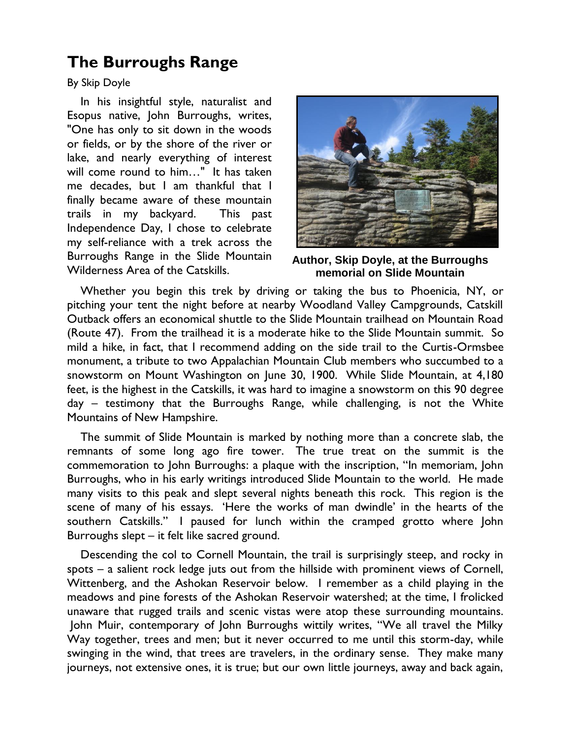# The Burroughs Range

By Skip Doyle

In his insightful style, naturalist and Esopus native, John Burroughs, writes, "One has only to sit down in the woods or fields, or by the shore of the river or lake, and nearly everything of interest will come round to him…" It has taken me decades, but I am thankful that I finally became aware of these mountain trails in my backyard. This past Independence Day, I chose to celebrate my self-reliance with a trek across the Burroughs Range in the Slide Mountain Wilderness Area of the Catskills.

**Author, Skip Doyle, at the Burroughs memorial on Slide Mountain**

Whether you begin this trek by driving or taking the bus to Phoenicia, NY, or pitching your tent the night before at nearby Woodland Valley Campgrounds, Catskill Outback offers an economical shuttle to the Slide Mountain trailhead on Mountain Road (Route 47). From the trailhead it is a moderate hike to the Slide Mountain summit. So mild a hike, in fact, that I recommend adding on the side trail to the Curtis-Ormsbee monument, a tribute to two Appalachian Mountain Club members who succumbed to a snowstorm on Mount Washington on June 30, 1900. While Slide Mountain, at 4,180 feet, is the highest in the Catskills, it was hard to imagine a snowstorm on this 90 degree day – testimony that the Burroughs Range, while challenging, is not the White Mountains of New Hampshire.

The summit of Slide Mountain is marked by nothing more than a concrete slab, the remnants of some long ago fire tower. The true treat on the summit is the commemoration to John Burroughs: a plaque with the inscription, "In memoriam, John Burroughs, who in his early writings introduced Slide Mountain to the world. He made many visits to this peak and slept several nights beneath this rock. This region is the scene of many of his essays. 'Here the works of man dwindle' in the hearts of the southern Catskills." I paused for lunch within the cramped grotto where John Burroughs slept – it felt like sacred ground.

Descending the col to Cornell Mountain, the trail is surprisingly steep, and rocky in spots – a salient rock ledge juts out from the hillside with prominent views of Cornell, Wittenberg, and the Ashokan Reservoir below. I remember as a child playing in the meadows and pine forests of the Ashokan Reservoir watershed; at the time, I frolicked unaware that rugged trails and scenic vistas were atop these surrounding mountains. John Muir, contemporary of John Burroughs wittily writes, "We all travel the Milky Way together, trees and men; but it never occurred to me until this storm-day, while swinging in the wind, that trees are travelers, in the ordinary sense. They make many journeys, not extensive ones, it is true; but our own little journeys, away and back again,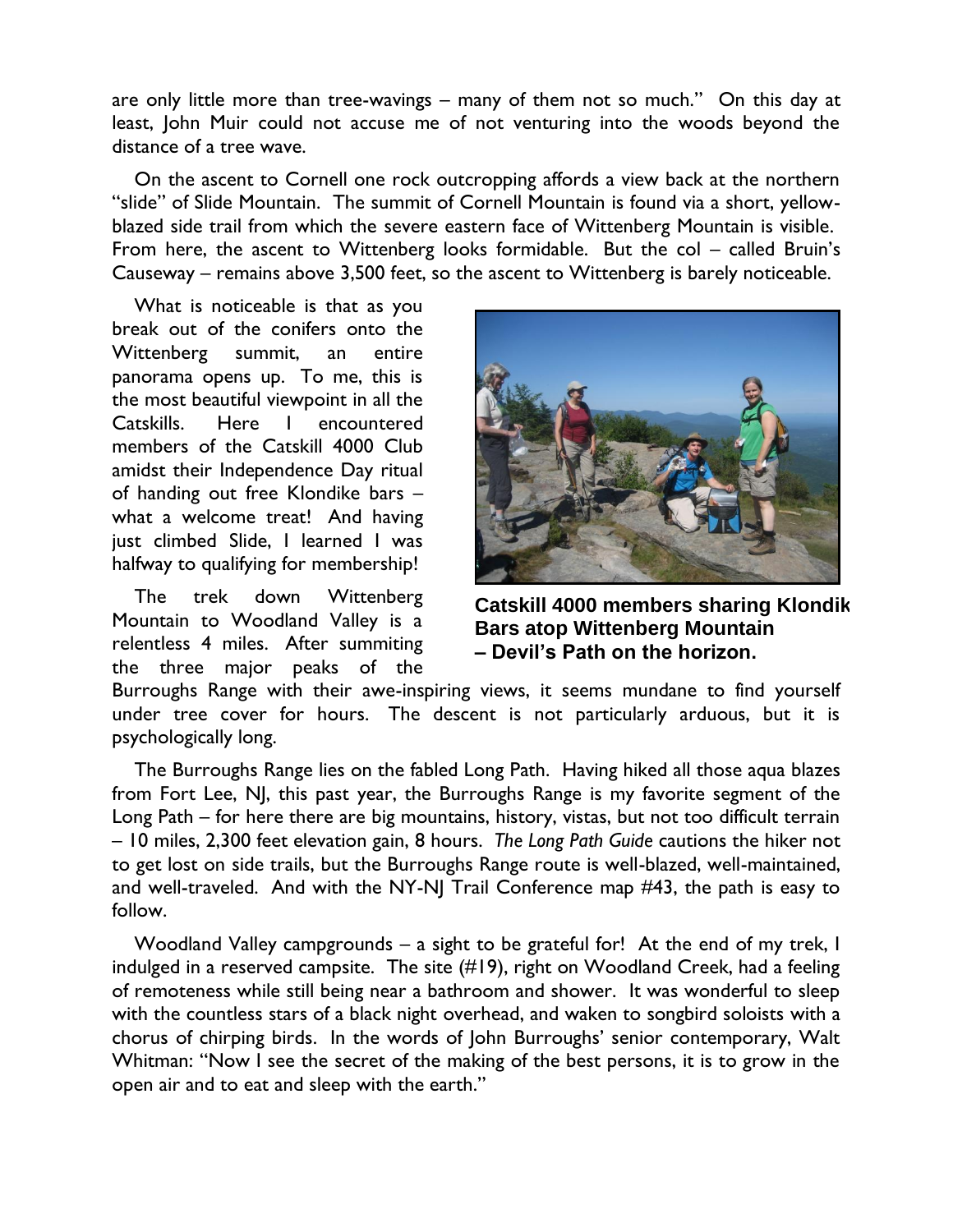are only little more than tree-wavings – many of them not so much." On this day at least, John Muir could not accuse me of not venturing into the woods beyond the distance of a tree wave.

On the ascent to Cornell one rock outcropping affords a view back at the northern "slide" of Slide Mountain. The summit of Cornell Mountain is found via a short, yellow-blazed side trail from which the severe eastern face of Wittenberg Mountain is visible. From here, the ascent to Wittenberg looks formidable. But the col – called Bruin's Causeway – remains above 3,500 feet, so the ascent to Wittenberg is barely noticeable.

What is noticeable is that as you break out of the conifers onto the Wittenberg summit, an entire panorama opens up. To me, this is the most beautiful viewpoint in all the Catskills. Here I encountered members of the Catskill 4000 Club amidst their Independence Day ritual of handing out free Klondike bars – what a welcome treat! And having just climbed Slide, I learned I was halfway to qualifying for membership!

**Catskill 4000 members sharing Klondik Bars atop Wittenberg Mountain – Devil's Path on the horizon.**

The trek down Wittenberg Mountain to Woodland Valley is a relentless 4 miles. After summiting the three major peaks of the Burroughs Range with their awe-inspiring views, it seems mundane to find yourself under tree cover for hours. The descent is not particularly arduous, but it is psychologically long.

The Burroughs Range lies on the fabled Long Path. Having hiked all those aqua blazes from Fort Lee, NJ, this past year, the Burroughs Range is my favorite segment of the Long Path – for here there are big mountains, history, vistas, but not too difficult terrain – 10 miles, 2,300 feet elevation gain, 8 hours. *The Long Path Guide* cautions the hiker not to get lost on side trails, but the Burroughs Range route is well-blazed, well-maintained, and well-traveled. And with the NY-NJ Trail Conference map #43, the path is easy to follow.

Woodland Valley campgrounds – a sight to be grateful for! At the end of my trek, I indulged in a reserved campsite. The site (#19), right on Woodland Creek, had a feeling of remoteness while still being near a bathroom and shower. It was wonderful to sleep with the countless stars of a black night overhead, and waken to songbird soloists with a chorus of chirping birds. In the words of John Burroughs' senior contemporary, Walt Whitman: "Now I see the secret of the making of the best persons, it is to grow in the open air and to eat and sleep with the earth."